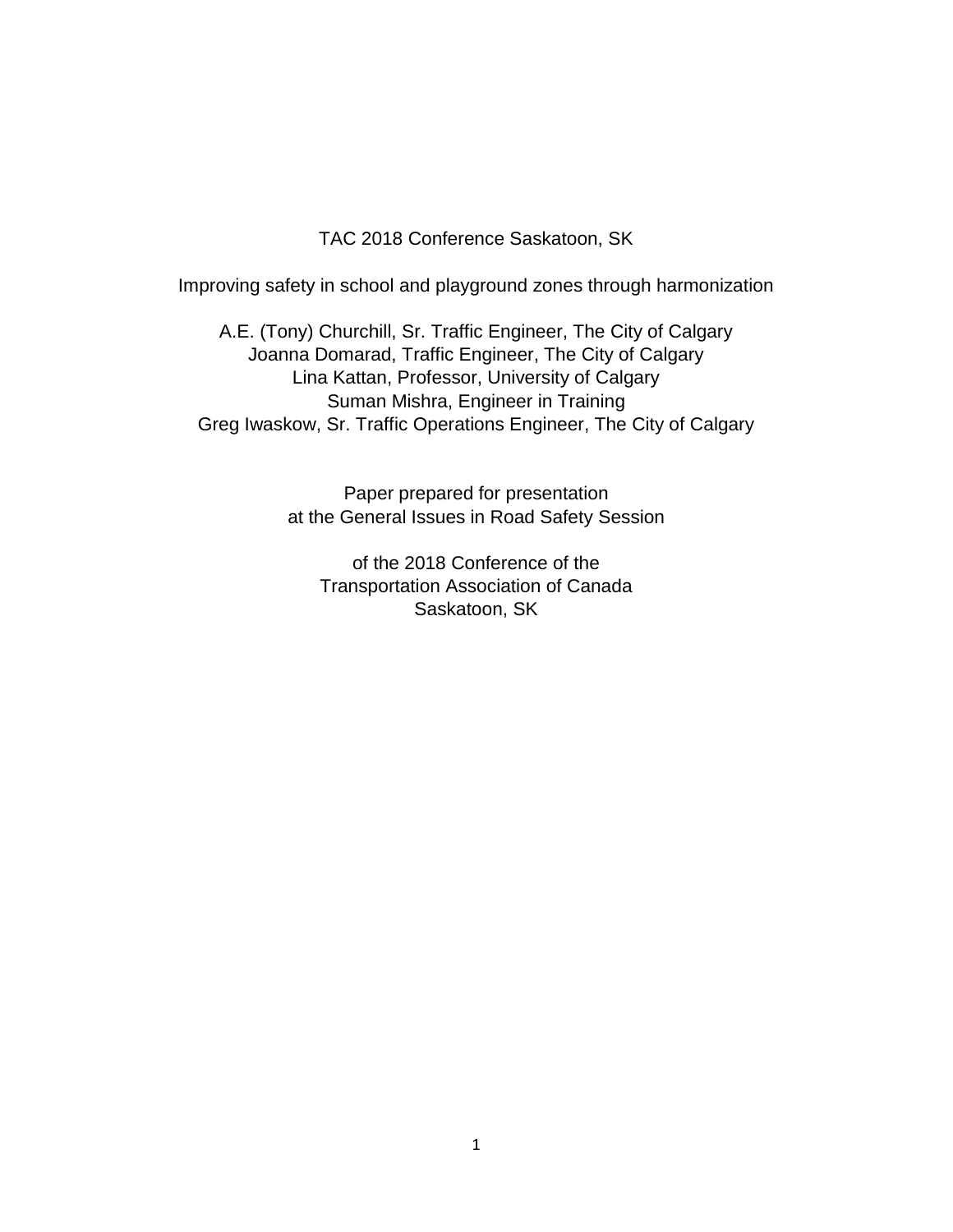TAC 2018 Conference Saskatoon, SK

# Improving safety in school and playground zones through harmonization

A.E. (Tony) Churchill, Sr. Traffic Engineer, The City of Calgary
Joanna Domarad, Traffic Engineer, The City of Calgary
Lina Kattan, Professor, University of Calgary
Suman Mishra, Engineer in Training
Greg Iwaskow, Sr. Traffic Operations Engineer, The City of Calgary

Paper prepared for presentation
at the General Issues in Road Safety Session

of the 2018 Conference of the
Transportation Association of Canada
Saskatoon, SK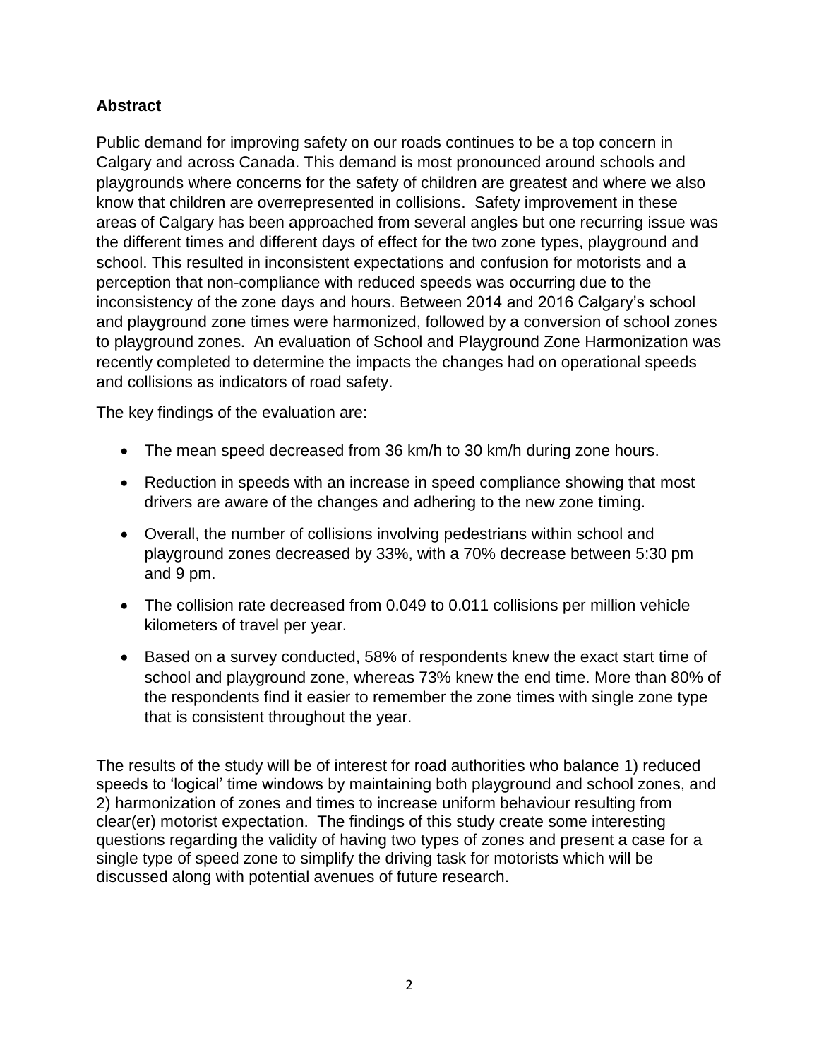## Abstract

Public demand for improving safety on our roads continues to be a top concern in Calgary and across Canada. This demand is most pronounced around schools and playgrounds where concerns for the safety of children are greatest and where we also know that children are overrepresented in collisions. Safety improvement in these areas of Calgary has been approached from several angles but one recurring issue was the different times and different days of effect for the two zone types, playground and school. This resulted in inconsistent expectations and confusion for motorists and a perception that non-compliance with reduced speeds was occurring due to the inconsistency of the zone days and hours. Between 2014 and 2016 Calgary's school and playground zone times were harmonized, followed by a conversion of school zones to playground zones. An evaluation of School and Playground Zone Harmonization was recently completed to determine the impacts the changes had on operational speeds and collisions as indicators of road safety.

The key findings of the evaluation are:

- The mean speed decreased from 36 km/h to 30 km/h during zone hours.
- Reduction in speeds with an increase in speed compliance showing that most drivers are aware of the changes and adhering to the new zone timing.
- Overall, the number of collisions involving pedestrians within school and playground zones decreased by 33%, with a 70% decrease between 5:30 pm and 9 pm.
- The collision rate decreased from 0.049 to 0.011 collisions per million vehicle kilometers of travel per year.
- Based on a survey conducted, 58% of respondents knew the exact start time of school and playground zone, whereas 73% knew the end time. More than 80% of the respondents find it easier to remember the zone times with single zone type that is consistent throughout the year.

The results of the study will be of interest for road authorities who balance 1) reduced speeds to 'logical' time windows by maintaining both playground and school zones, and 2) harmonization of zones and times to increase uniform behaviour resulting from clear(er) motorist expectation. The findings of this study create some interesting questions regarding the validity of having two types of zones and present a case for a single type of speed zone to simplify the driving task for motorists which will be discussed along with potential avenues of future research.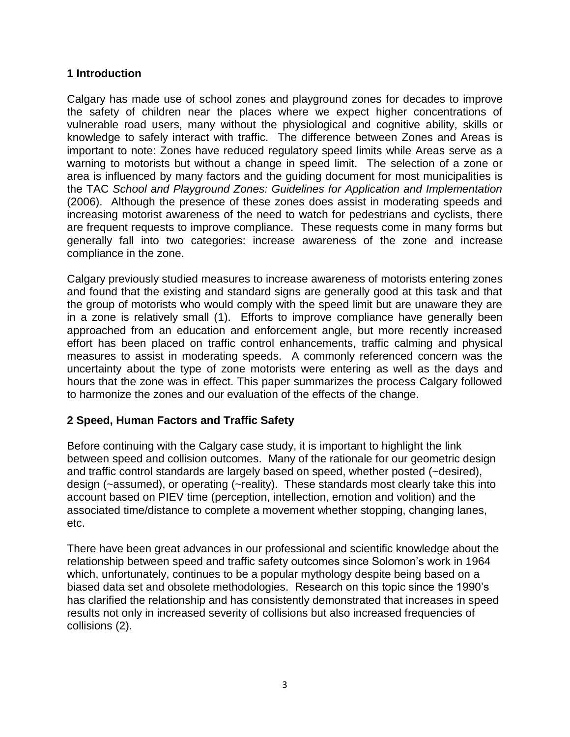## 1 Introduction

Calgary has made use of school zones and playground zones for decades to improve the safety of children near the places where we expect higher concentrations of vulnerable road users, many without the physiological and cognitive ability, skills or knowledge to safely interact with traffic. The difference between Zones and Areas is important to note: Zones have reduced regulatory speed limits while Areas serve as a warning to motorists but without a change in speed limit. The selection of a zone or area is influenced by many factors and the guiding document for most municipalities is the TAC *School and Playground Zones: Guidelines for Application and Implementation* (2006). Although the presence of these zones does assist in moderating speeds and increasing motorist awareness of the need to watch for pedestrians and cyclists, there are frequent requests to improve compliance. These requests come in many forms but generally fall into two categories: increase awareness of the zone and increase compliance in the zone.

Calgary previously studied measures to increase awareness of motorists entering zones and found that the existing and standard signs are generally good at this task and that the group of motorists who would comply with the speed limit but are unaware they are in a zone is relatively small (1). Efforts to improve compliance have generally been approached from an education and enforcement angle, but more recently increased effort has been placed on traffic control enhancements, traffic calming and physical measures to assist in moderating speeds. A commonly referenced concern was the uncertainty about the type of zone motorists were entering as well as the days and hours that the zone was in effect. This paper summarizes the process Calgary followed to harmonize the zones and our evaluation of the effects of the change.

## 2 Speed, Human Factors and Traffic Safety

Before continuing with the Calgary case study, it is important to highlight the link between speed and collision outcomes. Many of the rationale for our geometric design and traffic control standards are largely based on speed, whether posted (~desired), design (~assumed), or operating (~reality). These standards most clearly take this into account based on PIEV time (perception, intellection, emotion and volition) and the associated time/distance to complete a movement whether stopping, changing lanes, etc.

There have been great advances in our professional and scientific knowledge about the relationship between speed and traffic safety outcomes since Solomon's work in 1964 which, unfortunately, continues to be a popular mythology despite being based on a biased data set and obsolete methodologies. Research on this topic since the 1990's has clarified the relationship and has consistently demonstrated that increases in speed results not only in increased severity of collisions but also increased frequencies of collisions (2).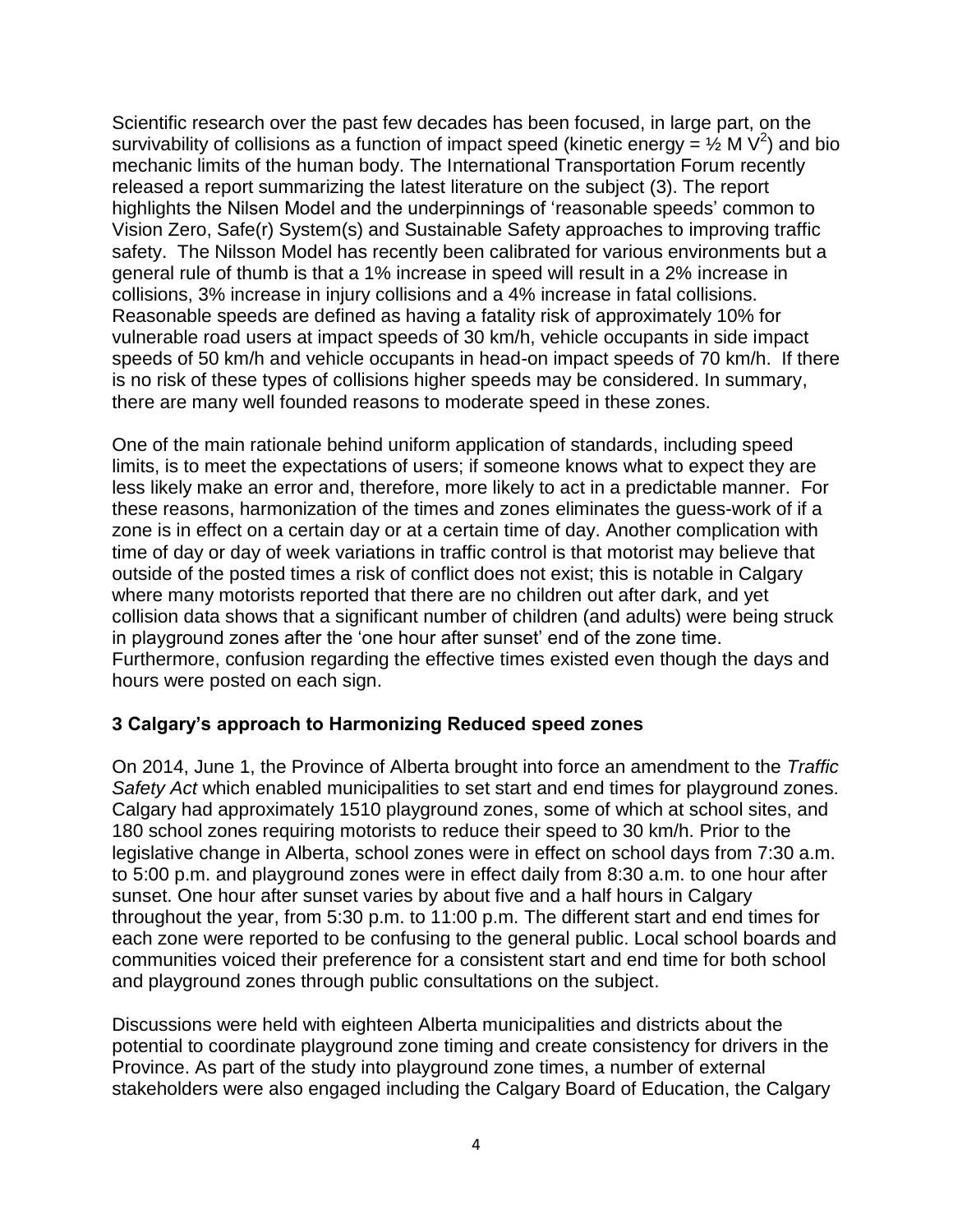Scientific research over the past few decades has been focused, in large part, on the survivability of collisions as a function of impact speed (kinetic energy = $\frac{1}{2} M V^2$) and bio mechanic limits of the human body. The International Transportation Forum recently released a report summarizing the latest literature on the subject (3). The report highlights the Nilsen Model and the underpinnings of 'reasonable speeds' common to Vision Zero, Safe(r) System(s) and Sustainable Safety approaches to improving traffic safety. The Nilsson Model has recently been calibrated for various environments but a general rule of thumb is that a 1% increase in speed will result in a 2% increase in collisions, 3% increase in injury collisions and a 4% increase in fatal collisions. Reasonable speeds are defined as having a fatality risk of approximately 10% for vulnerable road users at impact speeds of 30 km/h, vehicle occupants in side impact speeds of 50 km/h and vehicle occupants in head-on impact speeds of 70 km/h. If there is no risk of these types of collisions higher speeds may be considered. In summary, there are many well founded reasons to moderate speed in these zones.

One of the main rationale behind uniform application of standards, including speed limits, is to meet the expectations of users; if someone knows what to expect they are less likely make an error and, therefore, more likely to act in a predictable manner. For these reasons, harmonization of the times and zones eliminates the guess-work of if a zone is in effect on a certain day or at a certain time of day. Another complication with time of day or day of week variations in traffic control is that motorist may believe that outside of the posted times a risk of conflict does not exist; this is notable in Calgary where many motorists reported that there are no children out after dark, and yet collision data shows that a significant number of children (and adults) were being struck in playground zones after the 'one hour after sunset' end of the zone time. Furthermore, confusion regarding the effective times existed even though the days and hours were posted on each sign.

## 3 Calgary's approach to Harmonizing Reduced speed zones

On 2014, June 1, the Province of Alberta brought into force an amendment to the *Traffic Safety Act* which enabled municipalities to set start and end times for playground zones. Calgary had approximately 1510 playground zones, some of which at school sites, and 180 school zones requiring motorists to reduce their speed to 30 km/h. Prior to the legislative change in Alberta, school zones were in effect on school days from 7:30 a.m. to 5:00 p.m. and playground zones were in effect daily from 8:30 a.m. to one hour after sunset. One hour after sunset varies by about five and a half hours in Calgary throughout the year, from 5:30 p.m. to 11:00 p.m. The different start and end times for each zone were reported to be confusing to the general public. Local school boards and communities voiced their preference for a consistent start and end time for both school and playground zones through public consultations on the subject.

Discussions were held with eighteen Alberta municipalities and districts about the potential to coordinate playground zone timing and create consistency for drivers in the Province. As part of the study into playground zone times, a number of external stakeholders were also engaged including the Calgary Board of Education, the Calgary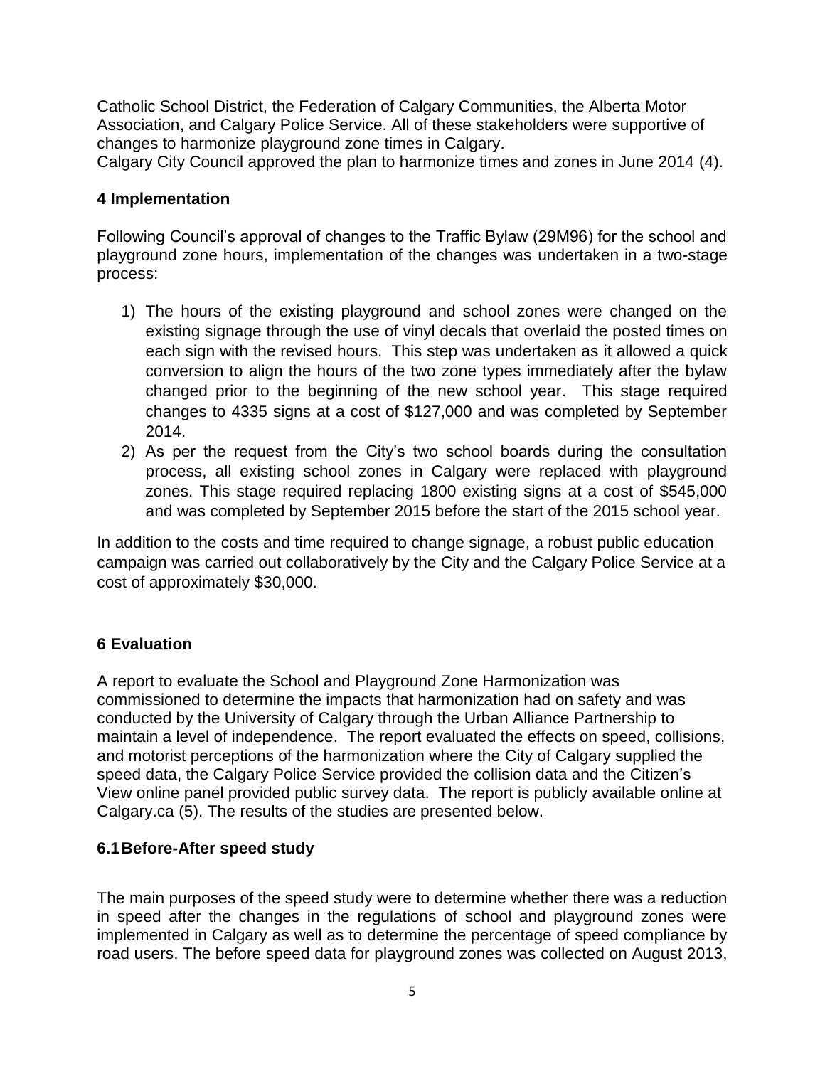Catholic School District, the Federation of Calgary Communities, the Alberta Motor Association, and Calgary Police Service. All of these stakeholders were supportive of changes to harmonize playground zone times in Calgary.
Calgary City Council approved the plan to harmonize times and zones in June 2014 (4).

## 4 Implementation

Following Council's approval of changes to the Traffic Bylaw (29M96) for the school and playground zone hours, implementation of the changes was undertaken in a two-stage process:

1) The hours of the existing playground and school zones were changed on the existing signage through the use of vinyl decals that overlaid the posted times on each sign with the revised hours. This step was undertaken as it allowed a quick conversion to align the hours of the two zone types immediately after the bylaw changed prior to the beginning of the new school year. This stage required changes to 4335 signs at a cost of $127,000 and was completed by September 2014.
2) As per the request from the City's two school boards during the consultation process, all existing school zones in Calgary were replaced with playground zones. This stage required replacing 1800 existing signs at a cost of $545,000 and was completed by September 2015 before the start of the 2015 school year.

In addition to the costs and time required to change signage, a robust public education campaign was carried out collaboratively by the City and the Calgary Police Service at a cost of approximately $30,000.

## 6 Evaluation

A report to evaluate the School and Playground Zone Harmonization was commissioned to determine the impacts that harmonization had on safety and was conducted by the University of Calgary through the Urban Alliance Partnership to maintain a level of independence. The report evaluated the effects on speed, collisions, and motorist perceptions of the harmonization where the City of Calgary supplied the speed data, the Calgary Police Service provided the collision data and the Citizen's View online panel provided public survey data. The report is publicly available online at Calgary.ca (5). The results of the studies are presented below.

### 6.1 Before-After speed study

The main purposes of the speed study were to determine whether there was a reduction in speed after the changes in the regulations of school and playground zones were implemented in Calgary as well as to determine the percentage of speed compliance by road users. The before speed data for playground zones was collected on August 2013,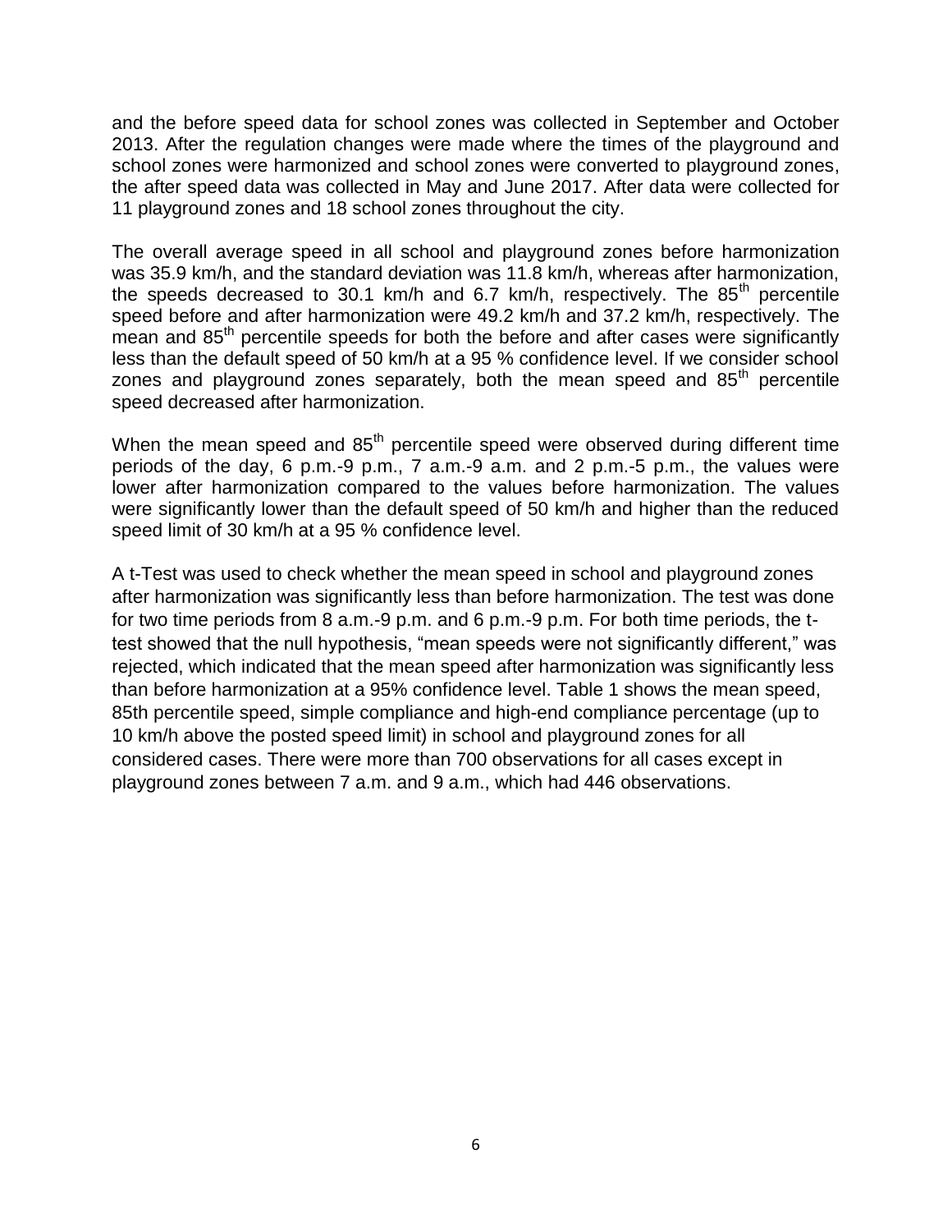and the before speed data for school zones was collected in September and October 2013. After the regulation changes were made where the times of the playground and school zones were harmonized and school zones were converted to playground zones, the after speed data was collected in May and June 2017. After data were collected for 11 playground zones and 18 school zones throughout the city.

The overall average speed in all school and playground zones before harmonization was 35.9 km/h, and the standard deviation was 11.8 km/h, whereas after harmonization, the speeds decreased to 30.1 km/h and 6.7 km/h, respectively. The $85^{th}$ percentile speed before and after harmonization were 49.2 km/h and 37.2 km/h, respectively. The mean and $85^{th}$ percentile speeds for both the before and after cases were significantly less than the default speed of 50 km/h at a 95 % confidence level. If we consider school zones and playground zones separately, both the mean speed and $85^{th}$ percentile speed decreased after harmonization.

When the mean speed and $85^{th}$ percentile speed were observed during different time periods of the day, 6 p.m.-9 p.m., 7 a.m.-9 a.m. and 2 p.m.-5 p.m., the values were lower after harmonization compared to the values before harmonization. The values were significantly lower than the default speed of 50 km/h and higher than the reduced speed limit of 30 km/h at a 95 % confidence level.

A t-Test was used to check whether the mean speed in school and playground zones after harmonization was significantly less than before harmonization. The test was done for two time periods from 8 a.m.-9 p.m. and 6 p.m.-9 p.m. For both time periods, the t-test showed that the null hypothesis, "mean speeds were not significantly different," was rejected, which indicated that the mean speed after harmonization was significantly less than before harmonization at a 95% confidence level. Table 1 shows the mean speed, 85th percentile speed, simple compliance and high-end compliance percentage (up to 10 km/h above the posted speed limit) in school and playground zones for all considered cases. There were more than 700 observations for all cases except in playground zones between 7 a.m. and 9 a.m., which had 446 observations.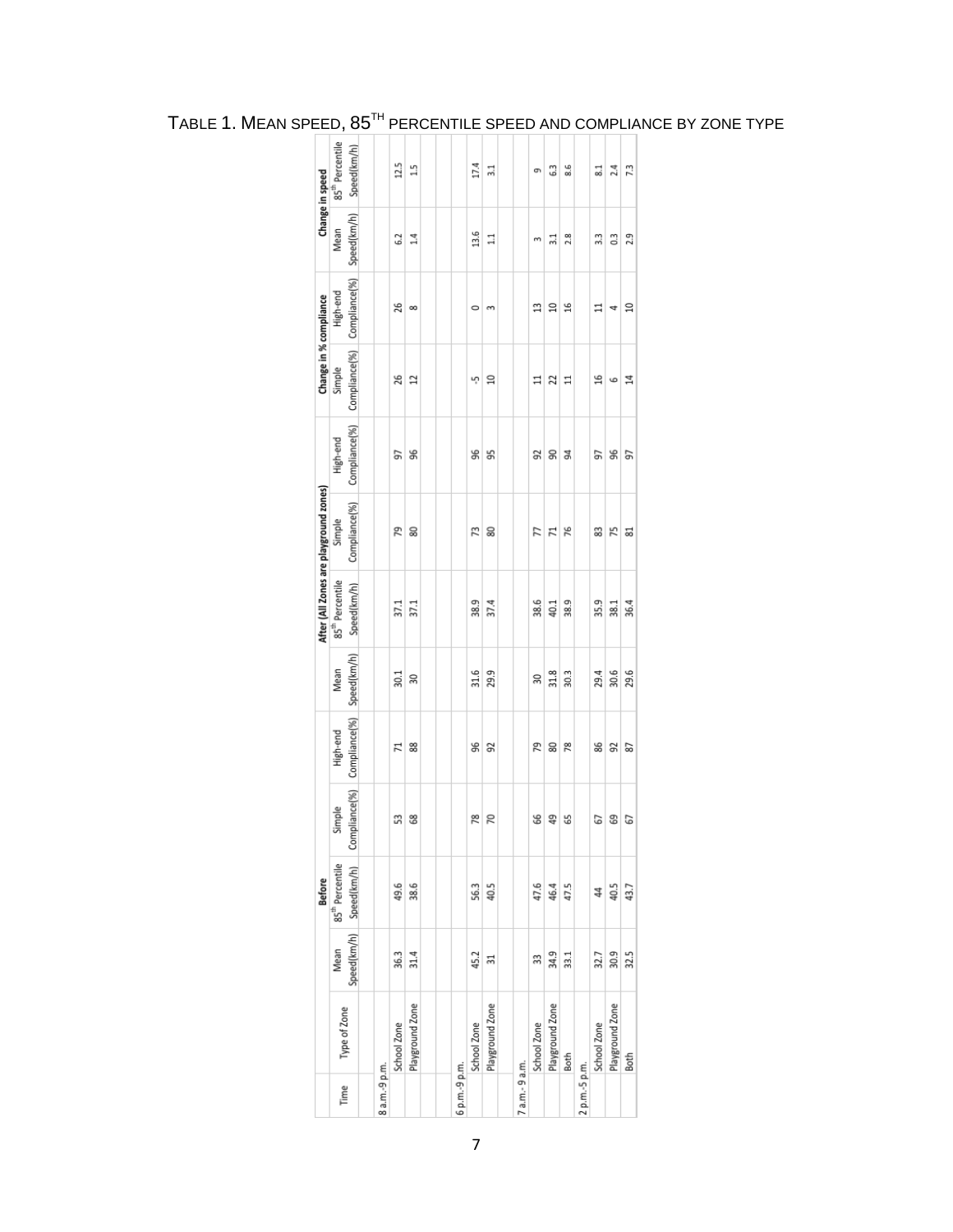TABLE 1. MEAN SPEED, 85TH PERCENTILE SPEED AND COMPLIANCE BY ZONE TYPE

| Time | Type of Zone | Before | | | | After (All Zones are playground zones) | | | | Change in % compliance | | Change in speed | |
|---|---|---|---|---|---|---|---|---|---|---|---|---|---|
| | | Mean Speed(km/h) | 85th Percentile Speed(km/h) | Simple Compliance(%) | High-end Compliance(%) | Mean Speed(km/h) | 85th Percentile Speed(km/h) | Simple Compliance(%) | High-end Compliance(%) | Simple Compliance(%) | High-end Compliance(%) | Mean Speed(km/h) | 85th Percentile Speed(km/h) |
| 8 a.m.-9 p.m. | | | | | | | | | | | | | |
| | School Zone | 36.3 | 49.6 | 53 | 71 | 30.1 | 37.1 | 79 | 97 | 26 | 26 | 6.2 | 12.5 |
| | Playground Zone | 31.4 | 38.6 | 68 | 88 | 30 | 37.1 | 80 | 96 | 12 | 8 | 1.4 | 1.5 |
| 6 p.m.-9 p.m. | | | | | | | | | | | | | |
| | School Zone | 45.2 | 56.3 | 78 | 96 | 31.6 | 38.9 | 73 | 96 | -5 | 0 | 13.6 | 17.4 |
| | Playground Zone | 31 | 40.5 | 70 | 92 | 29.9 | 37.4 | 80 | 95 | 10 | 3 | 1.1 | 3.1 |
| 7 a.m.- 9 a.m. | | | | | | | | | | | | | |
| | School Zone | 33 | 47.6 | 66 | 79 | 30 | 38.6 | 77 | 92 | 11 | 13 | 3 | 9 |
| | Playground Zone | 34.9 | 46.4 | 49 | 80 | 31.8 | 40.1 | 71 | 90 | 22 | 10 | 3.1 | 6.3 |
| | Both | 33.1 | 47.5 | 65 | 78 | 30.3 | 38.9 | 76 | 94 | 11 | 16 | 2.8 | 8.6 |
| 2 p.m.-5 p.m. | | | | | | | | | | | | | |
| | School Zone | 32.7 | 44 | 67 | 86 | 29.4 | 35.9 | 83 | 97 | 16 | 11 | 3.3 | 8.1 |
| | Playground Zone | 30.9 | 40.5 | 69 | 92 | 30.6 | 38.1 | 75 | 96 | 6 | 4 | 0.3 | 2.4 |
| | Both | 32.5 | 43.7 | 67 | 87 | 29.6 | 36.4 | 81 | 97 | 14 | 10 | 2.9 | 7.3 |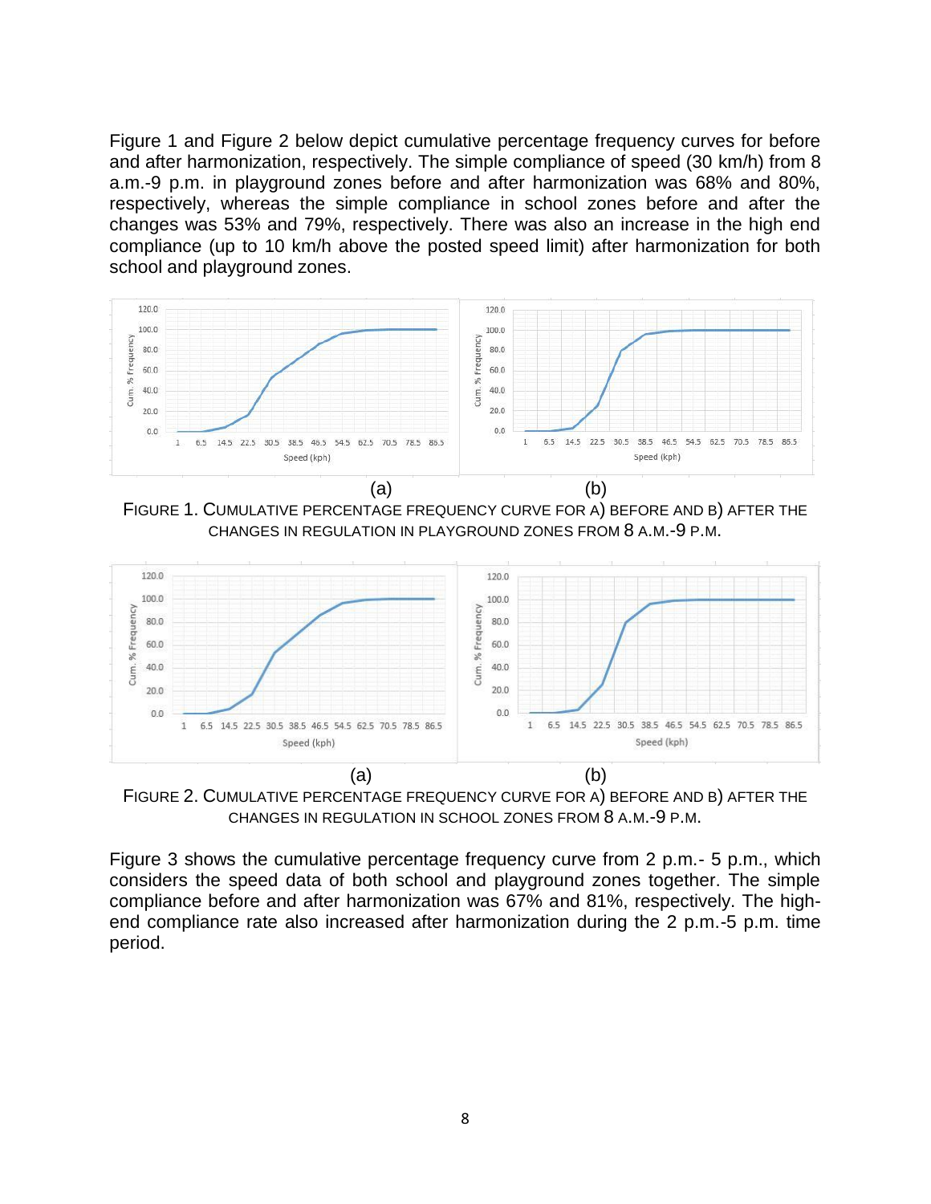Figure 1 and Figure 2 below depict cumulative percentage frequency curves for before and after harmonization, respectively. The simple compliance of speed (30 km/h) from 8 a.m.-9 p.m. in playground zones before and after harmonization was 68% and 80%, respectively, whereas the simple compliance in school zones before and after the changes was 53% and 79%, respectively. There was also an increase in the high end compliance (up to 10 km/h above the posted speed limit) after harmonization for both school and playground zones.

(a) (b)

FIGURE 1. CUMULATIVE PERCENTAGE FREQUENCY CURVE FOR A) BEFORE AND B) AFTER THE CHANGES IN REGULATION IN PLAYGROUND ZONES FROM 8 A.M.-9 P.M.

(a) (b)

FIGURE 2. CUMULATIVE PERCENTAGE FREQUENCY CURVE FOR A) BEFORE AND B) AFTER THE CHANGES IN REGULATION IN SCHOOL ZONES FROM 8 A.M.-9 P.M.

Figure 3 shows the cumulative percentage frequency curve from 2 p.m.- 5 p.m., which considers the speed data of both school and playground zones together. The simple compliance before and after harmonization was 67% and 81%, respectively. The high-end compliance rate also increased after harmonization during the 2 p.m.-5 p.m. time period.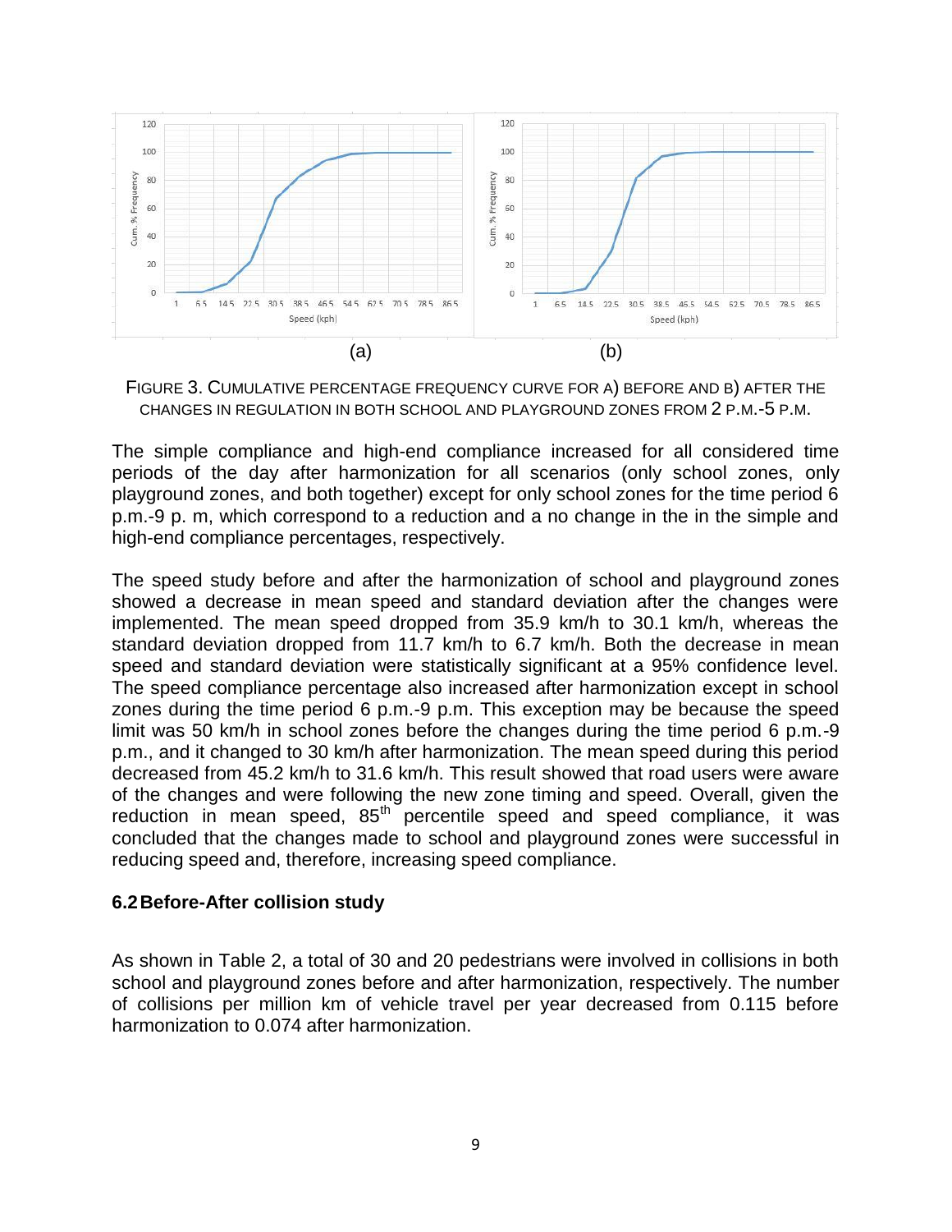(a) (b)

FIGURE 3. CUMULATIVE PERCENTAGE FREQUENCY CURVE FOR A) BEFORE AND B) AFTER THE CHANGES IN REGULATION IN BOTH SCHOOL AND PLAYGROUND ZONES FROM 2 P.M.-5 P.M.

The simple compliance and high-end compliance increased for all considered time periods of the day after harmonization for all scenarios (only school zones, only playground zones, and both together) except for only school zones for the time period 6 p.m.-9 p. m, which correspond to a reduction and a no change in the in the simple and high-end compliance percentages, respectively.

The speed study before and after the harmonization of school and playground zones showed a decrease in mean speed and standard deviation after the changes were implemented. The mean speed dropped from 35.9 km/h to 30.1 km/h, whereas the standard deviation dropped from 11.7 km/h to 6.7 km/h. Both the decrease in mean speed and standard deviation were statistically significant at a 95% confidence level. The speed compliance percentage also increased after harmonization except in school zones during the time period 6 p.m.-9 p.m. This exception may be because the speed limit was 50 km/h in school zones before the changes during the time period 6 p.m.-9 p.m., and it changed to 30 km/h after harmonization. The mean speed during this period decreased from 45.2 km/h to 31.6 km/h. This result showed that road users were aware of the changes and were following the new zone timing and speed. Overall, given the reduction in mean speed, 85$^{th}$ percentile speed and speed compliance, it was concluded that the changes made to school and playground zones were successful in reducing speed and, therefore, increasing speed compliance.

## 6.2 Before-After collision study

As shown in Table 2, a total of 30 and 20 pedestrians were involved in collisions in both school and playground zones before and after harmonization, respectively. The number of collisions per million km of vehicle travel per year decreased from 0.115 before harmonization to 0.074 after harmonization.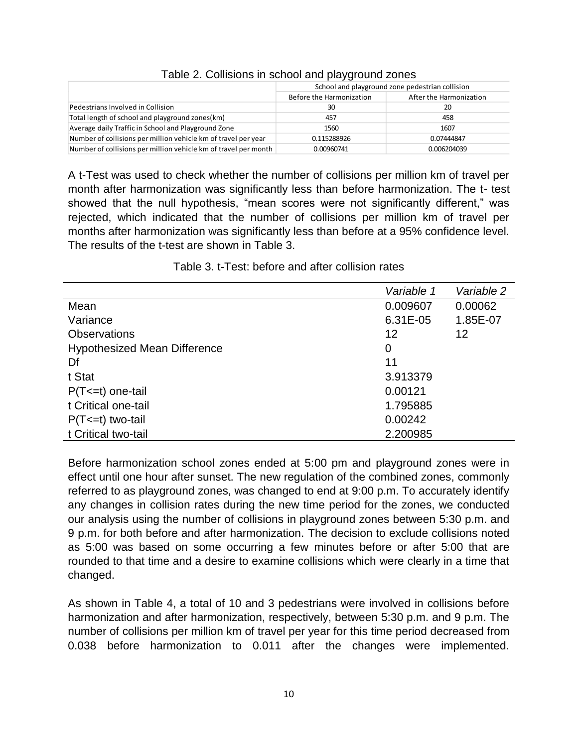Table 2. Collisions in school and playground zones

| | School and playground zone pedestrian collision | |
|---|---|---|
| | Before the Harmonization | After the Harmonization |
| Pedestrians Involved in Collision | 30 | 20 |
| Total length of school and playground zones(km) | 457 | 458 |
| Average daily Traffic in School and Playground Zone | 1560 | 1607 |
| Number of collisions per million vehicle km of travel per year | 0.115288926 | 0.07444847 |
| Number of collisions per million vehicle km of travel per month | 0.00960741 | 0.006204039 |

A t-Test was used to check whether the number of collisions per million km of travel per month after harmonization was significantly less than before harmonization. The t- test showed that the null hypothesis, "mean scores were not significantly different," was rejected, which indicated that the number of collisions per million km of travel per months after harmonization was significantly less than before at a 95% confidence level. The results of the t-test are shown in Table 3.

Table 3. t-Test: before and after collision rates

| | *Variable 1* | *Variable 2* |
|---|---|---|
| Mean | 0.009607 | 0.00062 |
| Variance | 6.31E-05 | 1.85E-07 |
| Observations | 12 | 12 |
| Hypothesized Mean Difference | 0 | |
| Df | 11 | |
| t Stat | 3.913379 | |
| P(T<=t) one-tail | 0.00121 | |
| t Critical one-tail | 1.795885 | |
| P(T<=t) two-tail | 0.00242 | |
| t Critical two-tail | 2.200985 | |

Before harmonization school zones ended at 5:00 pm and playground zones were in effect until one hour after sunset. The new regulation of the combined zones, commonly referred to as playground zones, was changed to end at 9:00 p.m. To accurately identify any changes in collision rates during the new time period for the zones, we conducted our analysis using the number of collisions in playground zones between 5:30 p.m. and 9 p.m. for both before and after harmonization. The decision to exclude collisions noted as 5:00 was based on some occurring a few minutes before or after 5:00 that are rounded to that time and a desire to examine collisions which were clearly in a time that changed.

As shown in Table 4, a total of 10 and 3 pedestrians were involved in collisions before harmonization and after harmonization, respectively, between 5:30 p.m. and 9 p.m. The number of collisions per million km of travel per year for this time period decreased from 0.038 before harmonization to 0.011 after the changes were implemented.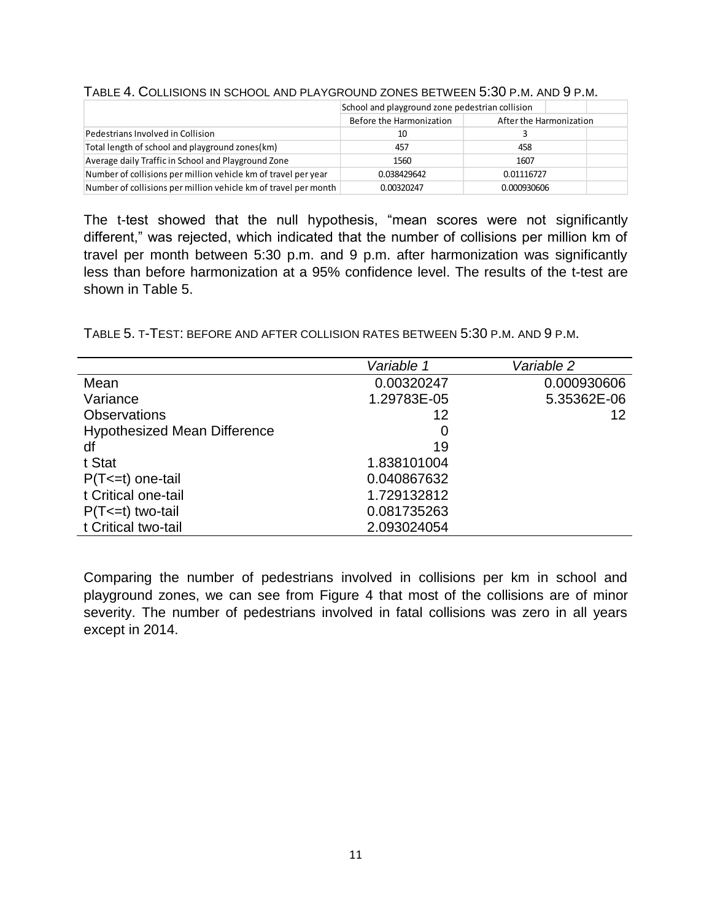TABLE 4. COLLISIONS IN SCHOOL AND PLAYGROUND ZONES BETWEEN 5:30 P.M. AND 9 P.M.

| | School and playground zone pedestrian collision | |
|---|---|---|
| | Before the Harmonization | After the Harmonization |
| Pedestrians Involved in Collision | 10 | 3 |
| Total length of school and playground zones(km) | 457 | 458 |
| Average daily Traffic in School and Playground Zone | 1560 | 1607 |
| Number of collisions per million vehicle km of travel per year | 0.038429642 | 0.01116727 |
| Number of collisions per million vehicle km of travel per month | 0.00320247 | 0.000930606 |

The t-test showed that the null hypothesis, "mean scores were not significantly different," was rejected, which indicated that the number of collisions per million km of travel per month between 5:30 p.m. and 9 p.m. after harmonization was significantly less than before harmonization at a 95% confidence level. The results of the t-test are shown in Table 5.

TABLE 5. T-TEST: BEFORE AND AFTER COLLISION RATES BETWEEN 5:30 P.M. AND 9 P.M.

| | *Variable 1* | *Variable 2* |
|---|---|---|
| Mean | 0.00320247 | 0.000930606 |
| Variance | 1.29783E-05 | 5.35362E-06 |
| Observations | 12 | 12 |
| Hypothesized Mean Difference | 0 | |
| df | 19 | |
| t Stat | 1.838101004 | |
| P(T<=t) one-tail | 0.040867632 | |
| t Critical one-tail | 1.729132812 | |
| P(T<=t) two-tail | 0.081735263 | |
| t Critical two-tail | 2.093024054 | |

Comparing the number of pedestrians involved in collisions per km in school and playground zones, we can see from Figure 4 that most of the collisions are of minor severity. The number of pedestrians involved in fatal collisions was zero in all years except in 2014.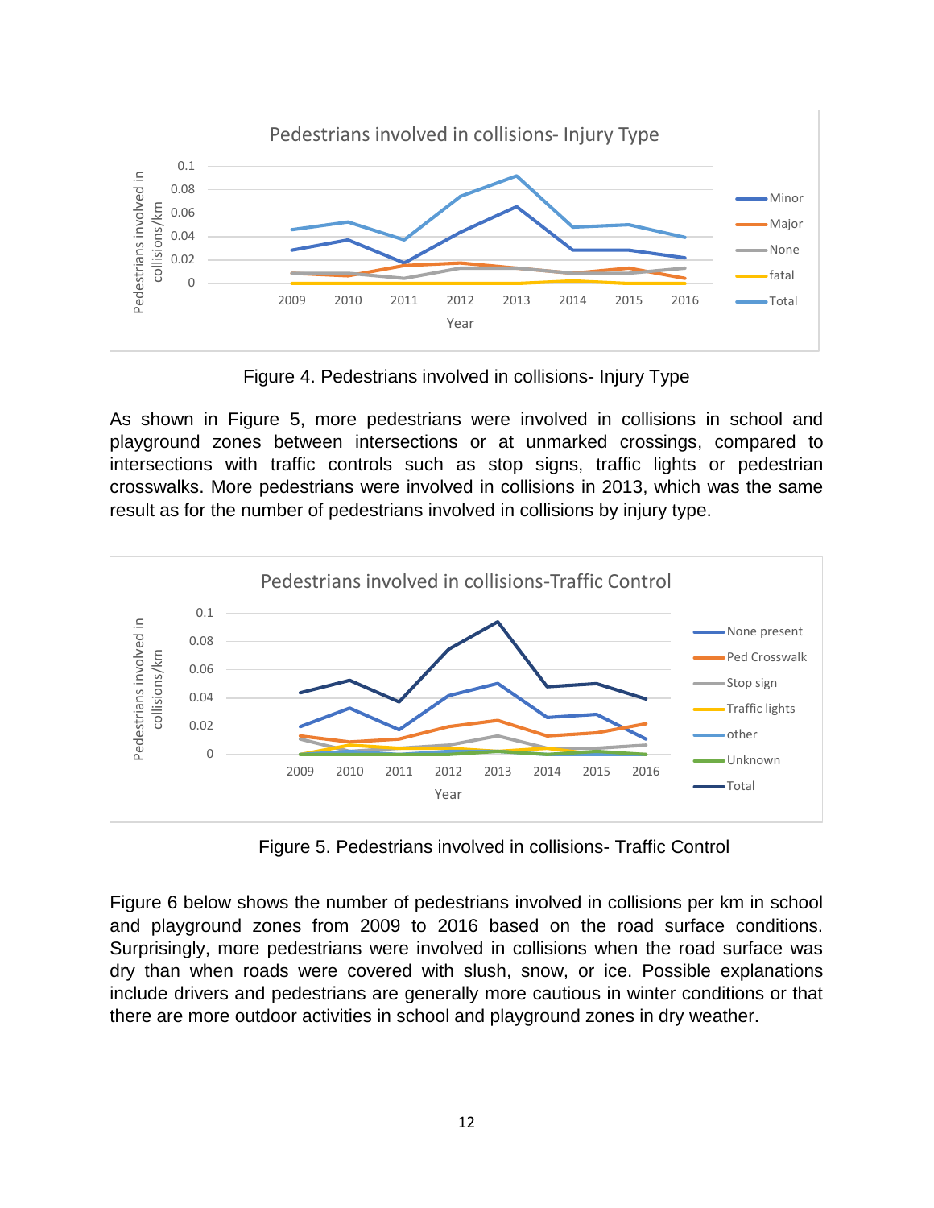Figure 4. Pedestrians involved in collisions- Injury Type

As shown in Figure 5, more pedestrians were involved in collisions in school and playground zones between intersections or at unmarked crossings, compared to intersections with traffic controls such as stop signs, traffic lights or pedestrian crosswalks. More pedestrians were involved in collisions in 2013, which was the same result as for the number of pedestrians involved in collisions by injury type.

Figure 5. Pedestrians involved in collisions- Traffic Control

Figure 6 below shows the number of pedestrians involved in collisions per km in school and playground zones from 2009 to 2016 based on the road surface conditions. Surprisingly, more pedestrians were involved in collisions when the road surface was dry than when roads were covered with slush, snow, or ice. Possible explanations include drivers and pedestrians are generally more cautious in winter conditions or that there are more outdoor activities in school and playground zones in dry weather.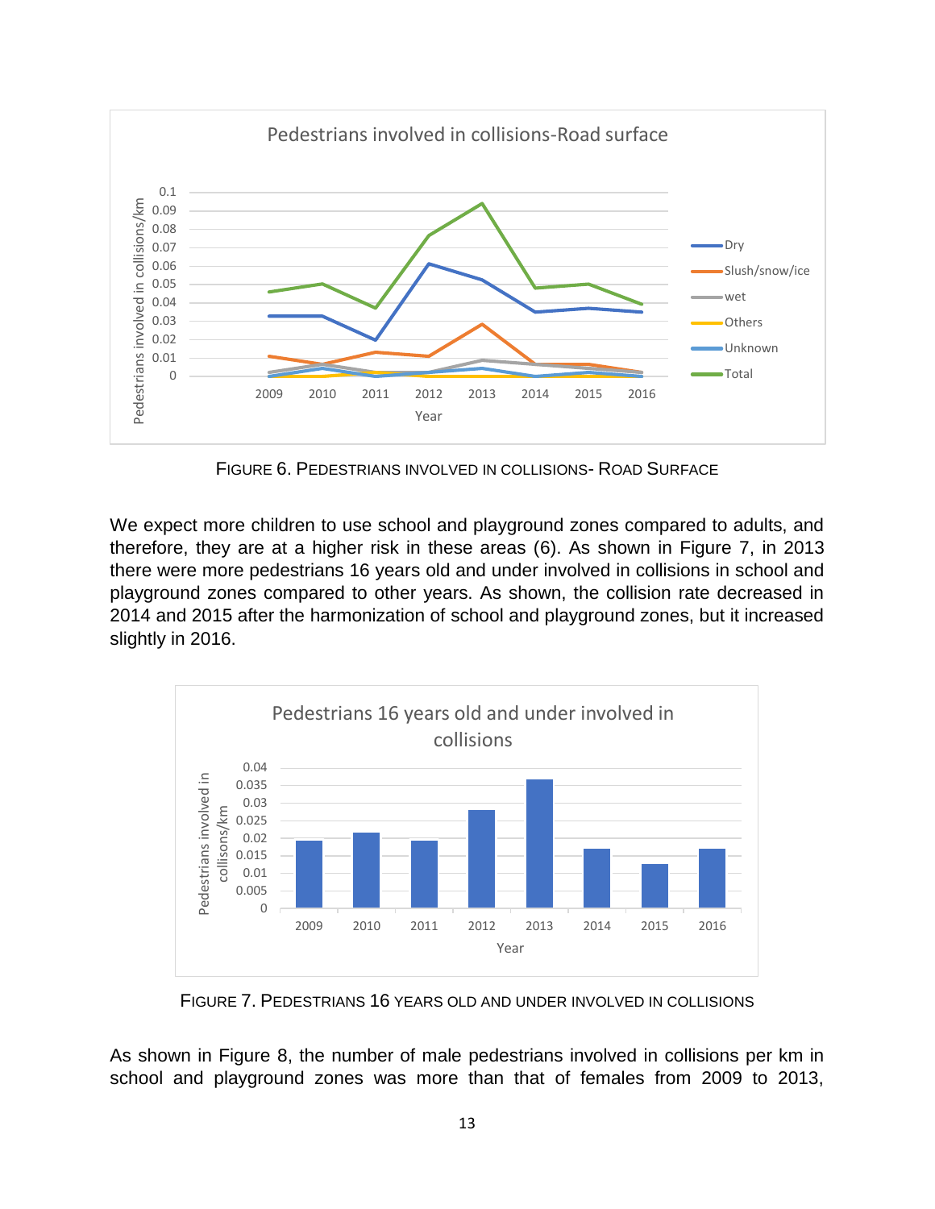FIGURE 6. PEDESTRIANS INVOLVED IN COLLISIONS- ROAD SURFACE

We expect more children to use school and playground zones compared to adults, and therefore, they are at a higher risk in these areas (6). As shown in Figure 7, in 2013 there were more pedestrians 16 years old and under involved in collisions in school and playground zones compared to other years. As shown, the collision rate decreased in 2014 and 2015 after the harmonization of school and playground zones, but it increased slightly in 2016.

FIGURE 7. PEDESTRIANS 16 YEARS OLD AND UNDER INVOLVED IN COLLISIONS

As shown in Figure 8, the number of male pedestrians involved in collisions per km in school and playground zones was more than that of females from 2009 to 2013,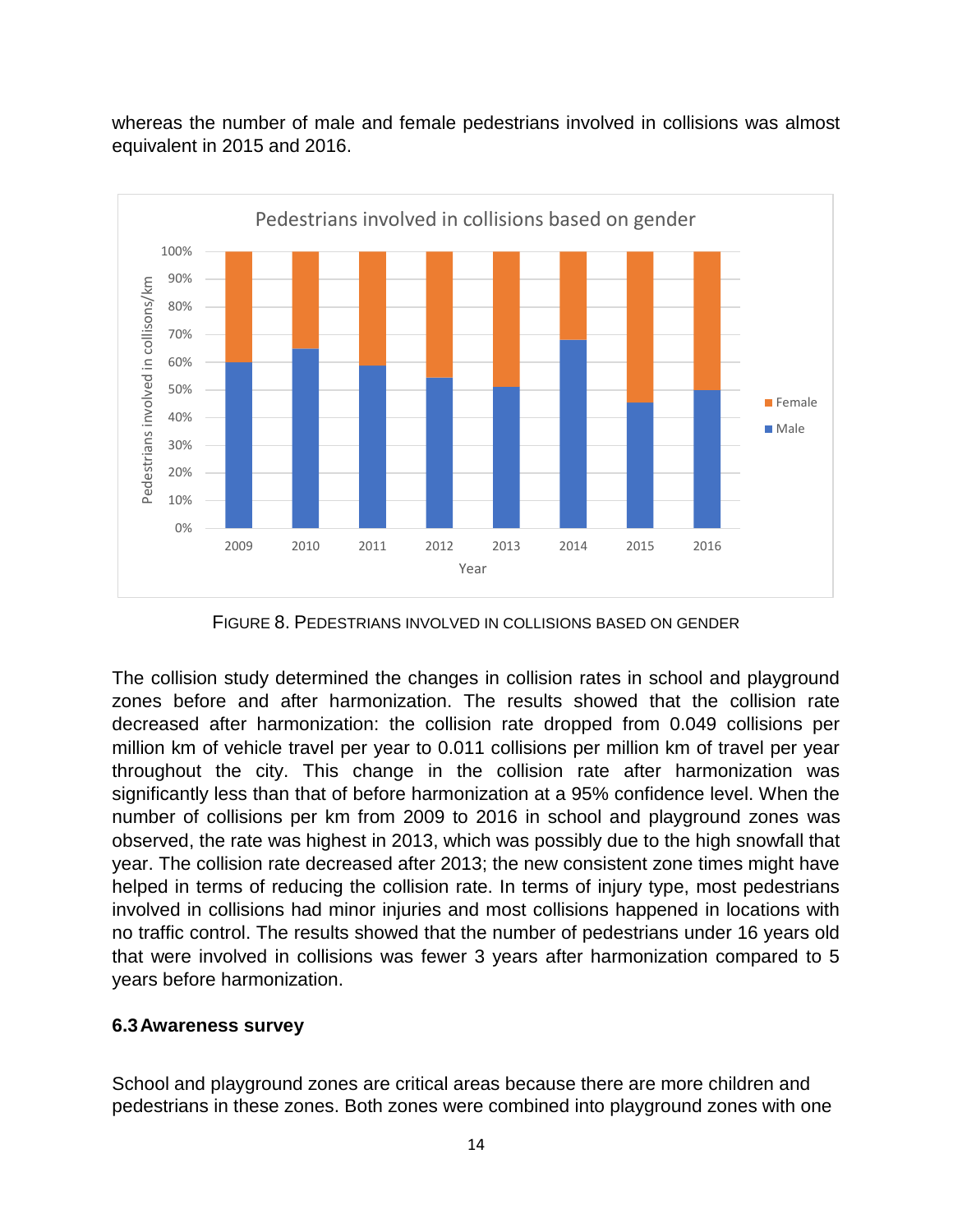whereas the number of male and female pedestrians involved in collisions was almost equivalent in 2015 and 2016.

FIGURE 8. PEDESTRIANS INVOLVED IN COLLISIONS BASED ON GENDER

The collision study determined the changes in collision rates in school and playground zones before and after harmonization. The results showed that the collision rate decreased after harmonization: the collision rate dropped from 0.049 collisions per million km of vehicle travel per year to 0.011 collisions per million km of travel per year throughout the city. This change in the collision rate after harmonization was significantly less than that of before harmonization at a 95% confidence level. When the number of collisions per km from 2009 to 2016 in school and playground zones was observed, the rate was highest in 2013, which was possibly due to the high snowfall that year. The collision rate decreased after 2013; the new consistent zone times might have helped in terms of reducing the collision rate. In terms of injury type, most pedestrians involved in collisions had minor injuries and most collisions happened in locations with no traffic control. The results showed that the number of pedestrians under 16 years old that were involved in collisions was fewer 3 years after harmonization compared to 5 years before harmonization.

### 6.3 Awareness survey

School and playground zones are critical areas because there are more children and pedestrians in these zones. Both zones were combined into playground zones with one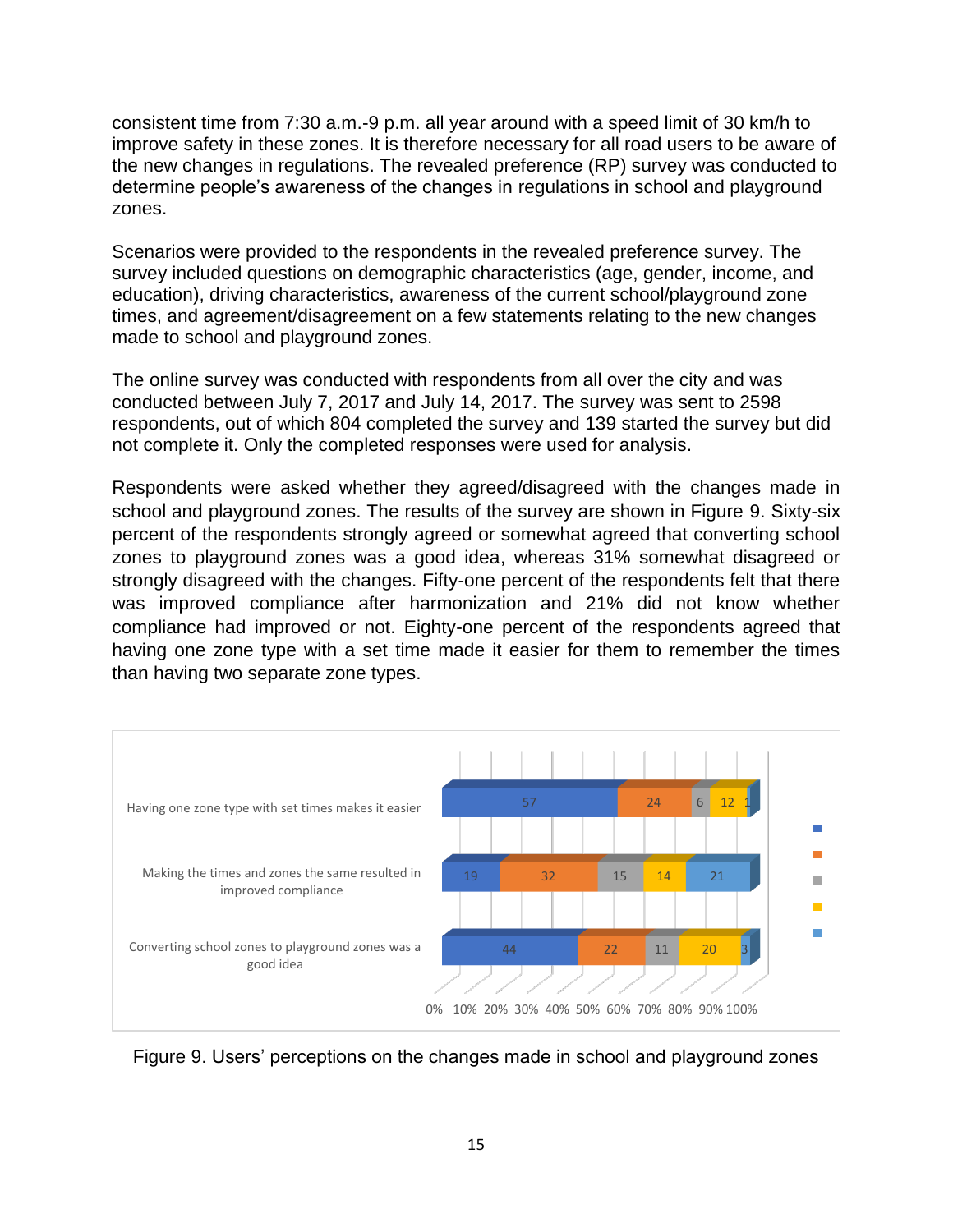consistent time from 7:30 a.m.-9 p.m. all year around with a speed limit of 30 km/h to improve safety in these zones. It is therefore necessary for all road users to be aware of the new changes in regulations. The revealed preference (RP) survey was conducted to determine people's awareness of the changes in regulations in school and playground zones.

Scenarios were provided to the respondents in the revealed preference survey. The survey included questions on demographic characteristics (age, gender, income, and education), driving characteristics, awareness of the current school/playground zone times, and agreement/disagreement on a few statements relating to the new changes made to school and playground zones.

The online survey was conducted with respondents from all over the city and was conducted between July 7, 2017 and July 14, 2017. The survey was sent to 2598 respondents, out of which 804 completed the survey and 139 started the survey but did not complete it. Only the completed responses were used for analysis.

Respondents were asked whether they agreed/disagreed with the changes made in school and playground zones. The results of the survey are shown in Figure 9. Sixty-six percent of the respondents strongly agreed or somewhat agreed that converting school zones to playground zones was a good idea, whereas 31% somewhat disagreed or strongly disagreed with the changes. Fifty-one percent of the respondents felt that there was improved compliance after harmonization and 21% did not know whether compliance had improved or not. Eighty-one percent of the respondents agreed that having one zone type with a set time made it easier for them to remember the times than having two separate zone types.

| Statement | | | | | |
|---|---|---|---|---|---|
| Having one zone type with set times makes it easier | 57 | 24 | 6 | 12 | 1 |
| Making the times and zones the same resulted in improved compliance | 19 | 32 | 15 | 14 | 21 |
| Converting school zones to playground zones was a good idea | 44 | 22 | 11 | 20 | 3 |

Figure 9. Users' perceptions on the changes made in school and playground zones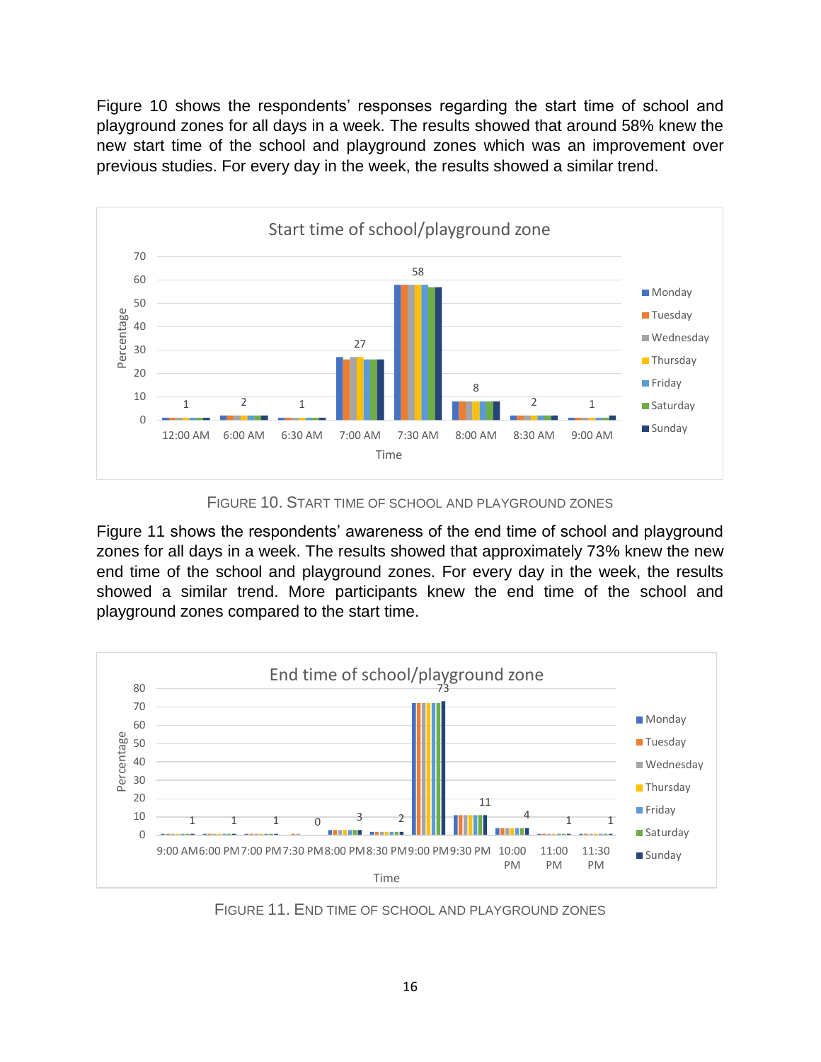Figure 10 shows the respondents' responses regarding the start time of school and playground zones for all days in a week. The results showed that around 58% knew the new start time of the school and playground zones which was an improvement over previous studies. For every day in the week, the results showed a similar trend.

FIGURE 10. START TIME OF SCHOOL AND PLAYGROUND ZONES

Figure 11 shows the respondents' awareness of the end time of school and playground zones for all days in a week. The results showed that approximately 73% knew the new end time of the school and playground zones. For every day in the week, the results showed a similar trend. More participants knew the end time of the school and playground zones compared to the start time.

FIGURE 11. END TIME OF SCHOOL AND PLAYGROUND ZONES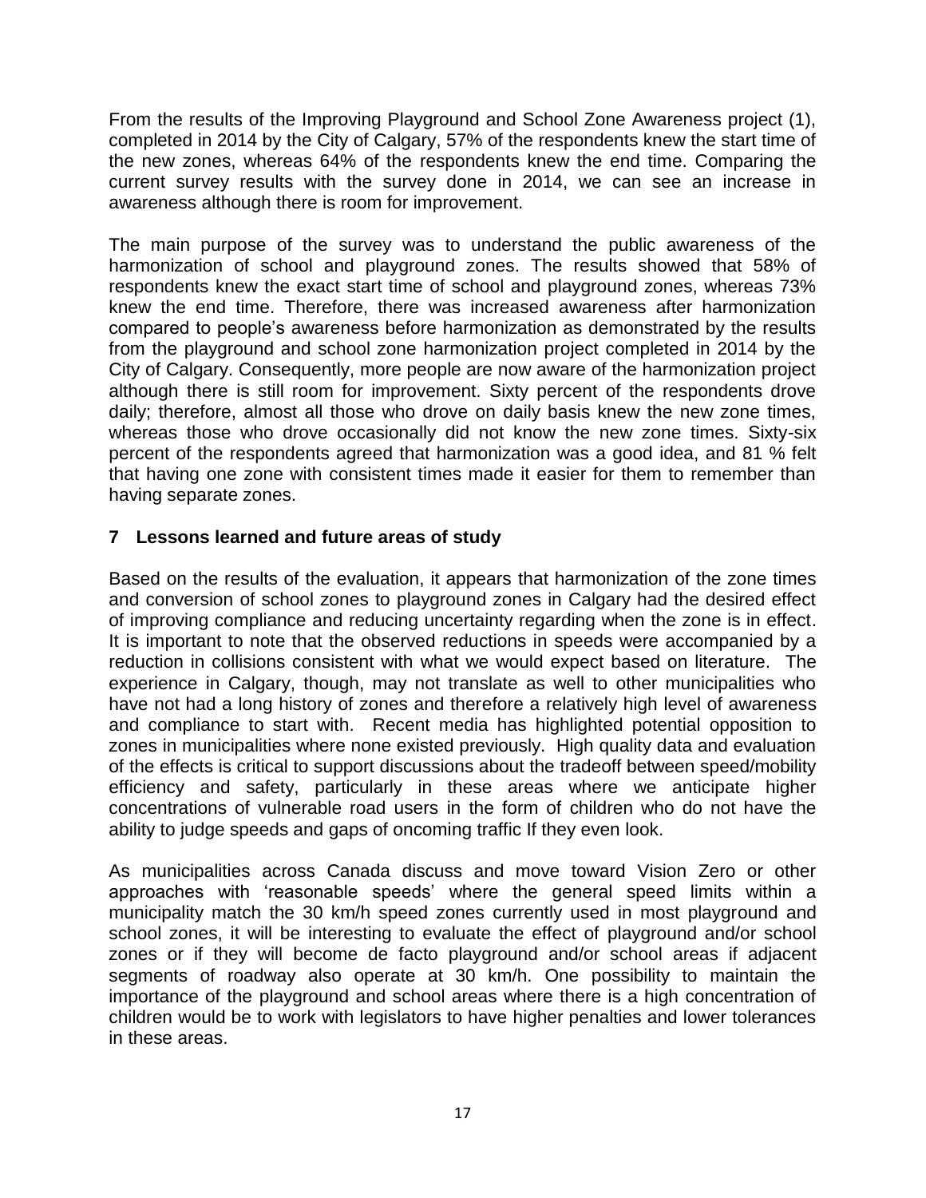From the results of the Improving Playground and School Zone Awareness project (1), completed in 2014 by the City of Calgary, 57% of the respondents knew the start time of the new zones, whereas 64% of the respondents knew the end time. Comparing the current survey results with the survey done in 2014, we can see an increase in awareness although there is room for improvement.

The main purpose of the survey was to understand the public awareness of the harmonization of school and playground zones. The results showed that 58% of respondents knew the exact start time of school and playground zones, whereas 73% knew the end time. Therefore, there was increased awareness after harmonization compared to people's awareness before harmonization as demonstrated by the results from the playground and school zone harmonization project completed in 2014 by the City of Calgary. Consequently, more people are now aware of the harmonization project although there is still room for improvement. Sixty percent of the respondents drove daily; therefore, almost all those who drove on daily basis knew the new zone times, whereas those who drove occasionally did not know the new zone times. Sixty-six percent of the respondents agreed that harmonization was a good idea, and 81 % felt that having one zone with consistent times made it easier for them to remember than having separate zones.

## 7 Lessons learned and future areas of study

Based on the results of the evaluation, it appears that harmonization of the zone times and conversion of school zones to playground zones in Calgary had the desired effect of improving compliance and reducing uncertainty regarding when the zone is in effect. It is important to note that the observed reductions in speeds were accompanied by a reduction in collisions consistent with what we would expect based on literature. The experience in Calgary, though, may not translate as well to other municipalities who have not had a long history of zones and therefore a relatively high level of awareness and compliance to start with. Recent media has highlighted potential opposition to zones in municipalities where none existed previously. High quality data and evaluation of the effects is critical to support discussions about the tradeoff between speed/mobility efficiency and safety, particularly in these areas where we anticipate higher concentrations of vulnerable road users in the form of children who do not have the ability to judge speeds and gaps of oncoming traffic If they even look.

As municipalities across Canada discuss and move toward Vision Zero or other approaches with 'reasonable speeds' where the general speed limits within a municipality match the 30 km/h speed zones currently used in most playground and school zones, it will be interesting to evaluate the effect of playground and/or school zones or if they will become de facto playground and/or school areas if adjacent segments of roadway also operate at 30 km/h. One possibility to maintain the importance of the playground and school areas where there is a high concentration of children would be to work with legislators to have higher penalties and lower tolerances in these areas.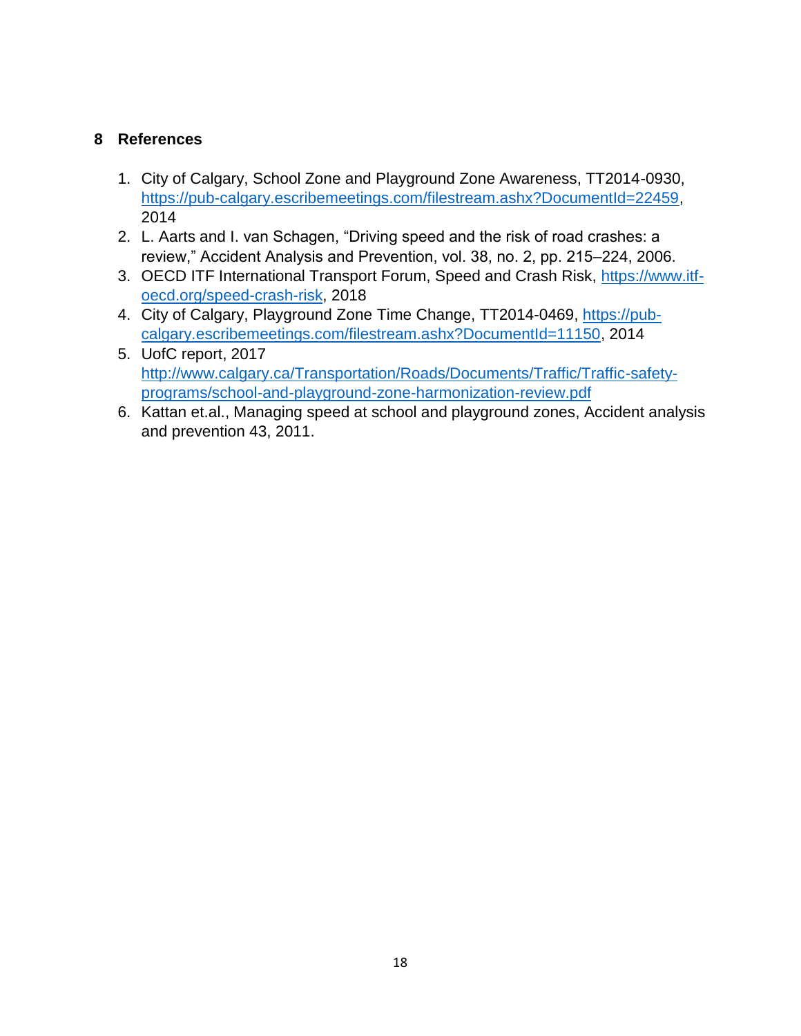## 8 References

1. City of Calgary, School Zone and Playground Zone Awareness, TT2014-0930, https://pub-calgary.escribemeetings.com/filestream.ashx?DocumentId=22459, 2014
2. L. Aarts and I. van Schagen, "Driving speed and the risk of road crashes: a review," Accident Analysis and Prevention, vol. 38, no. 2, pp. 215–224, 2006.
3. OECD ITF International Transport Forum, Speed and Crash Risk, https://www.itf-oecd.org/speed-crash-risk, 2018
4. City of Calgary, Playground Zone Time Change, TT2014-0469, https://pub-calgary.escribemeetings.com/filestream.ashx?DocumentId=11150, 2014
5. UofC report, 2017 http://www.calgary.ca/Transportation/Roads/Documents/Traffic/Traffic-safety-programs/school-and-playground-zone-harmonization-review.pdf
6. Kattan et.al., Managing speed at school and playground zones, Accident analysis and prevention 43, 2011.